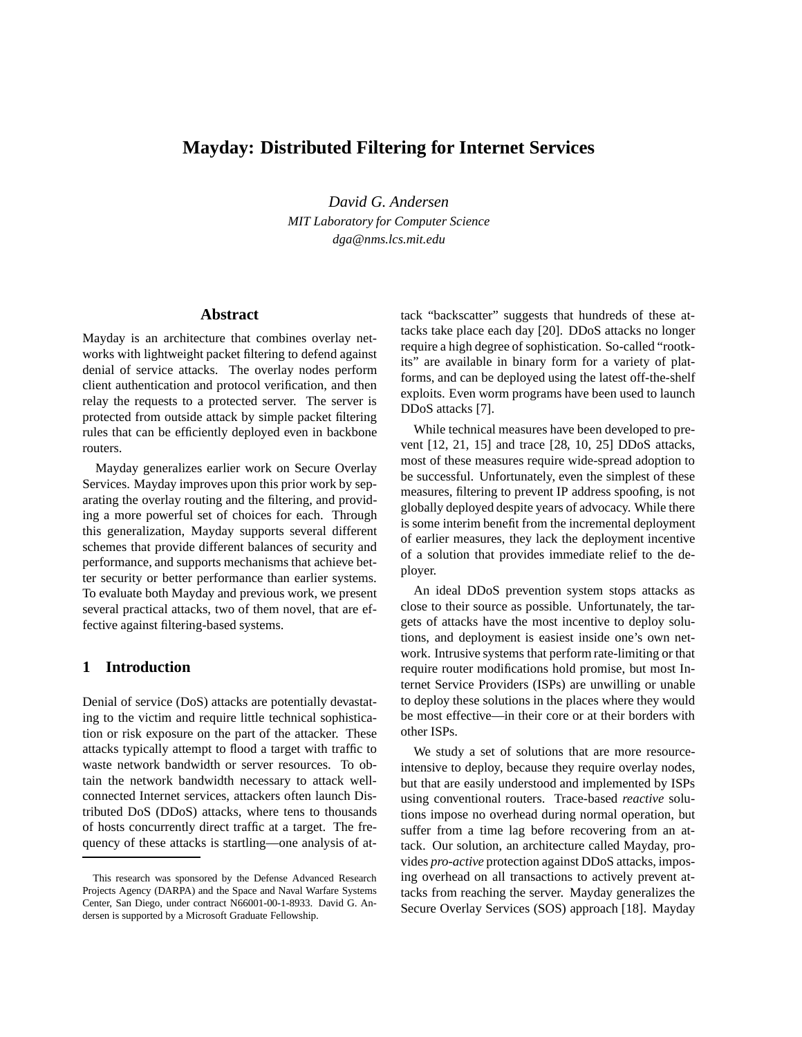# Mayday: Distributed Filtering for Internet Services

*David G. Andersen*
*MIT Laboratory for Computer Science*
*dga@nms.lcs.mit.edu*

## Abstract

Mayday is an architecture that combines overlay networks with lightweight packet filtering to defend against denial of service attacks. The overlay nodes perform client authentication and protocol verification, and then relay the requests to a protected server. The server is protected from outside attack by simple packet filtering rules that can be efficiently deployed even in backbone routers.

Mayday generalizes earlier work on Secure Overlay Services. Mayday improves upon this prior work by separating the overlay routing and the filtering, and providing a more powerful set of choices for each. Through this generalization, Mayday supports several different schemes that provide different balances of security and performance, and supports mechanisms that achieve better security or better performance than earlier systems. To evaluate both Mayday and previous work, we present several practical attacks, two of them novel, that are effective against filtering-based systems.

## 1 Introduction

Denial of service (DoS) attacks are potentially devastating to the victim and require little technical sophistication or risk exposure on the part of the attacker. These attacks typically attempt to flood a target with traffic to waste network bandwidth or server resources. To obtain the network bandwidth necessary to attack well-connected Internet services, attackers often launch Distributed DoS (DDoS) attacks, where tens to thousands of hosts concurrently direct traffic at a target. The frequency of these attacks is startling—one analysis of attack "backscatter" suggests that hundreds of these attacks take place each day [20]. DDoS attacks no longer require a high degree of sophistication. So-called "rootkits" are available in binary form for a variety of platforms, and can be deployed using the latest off-the-shelf exploits. Even worm programs have been used to launch DDoS attacks [7].

While technical measures have been developed to prevent [12, 21, 15] and trace [28, 10, 25] DDoS attacks, most of these measures require wide-spread adoption to be successful. Unfortunately, even the simplest of these measures, filtering to prevent IP address spoofing, is not globally deployed despite years of advocacy. While there is some interim benefit from the incremental deployment of earlier measures, they lack the deployment incentive of a solution that provides immediate relief to the deployer.

An ideal DDoS prevention system stops attacks as close to their source as possible. Unfortunately, the targets of attacks have the most incentive to deploy solutions, and deployment is easiest inside one's own network. Intrusive systems that perform rate-limiting or that require router modifications hold promise, but most Internet Service Providers (ISPs) are unwilling or unable to deploy these solutions in the places where they would be most effective—in their core or at their borders with other ISPs.

We study a set of solutions that are more resource-intensive to deploy, because they require overlay nodes, but that are easily understood and implemented by ISPs using conventional routers. Trace-based *reactive* solutions impose no overhead during normal operation, but suffer from a time lag before recovering from an attack. Our solution, an architecture called Mayday, provides *pro-active* protection against DDoS attacks, imposing overhead on all transactions to actively prevent attacks from reaching the server. Mayday generalizes the Secure Overlay Services (SOS) approach [18]. Mayday

---

This research was sponsored by the Defense Advanced Research Projects Agency (DARPA) and the Space and Naval Warfare Systems Center, San Diego, under contract N66001-00-1-8933. David G. Andersen is supported by a Microsoft Graduate Fellowship.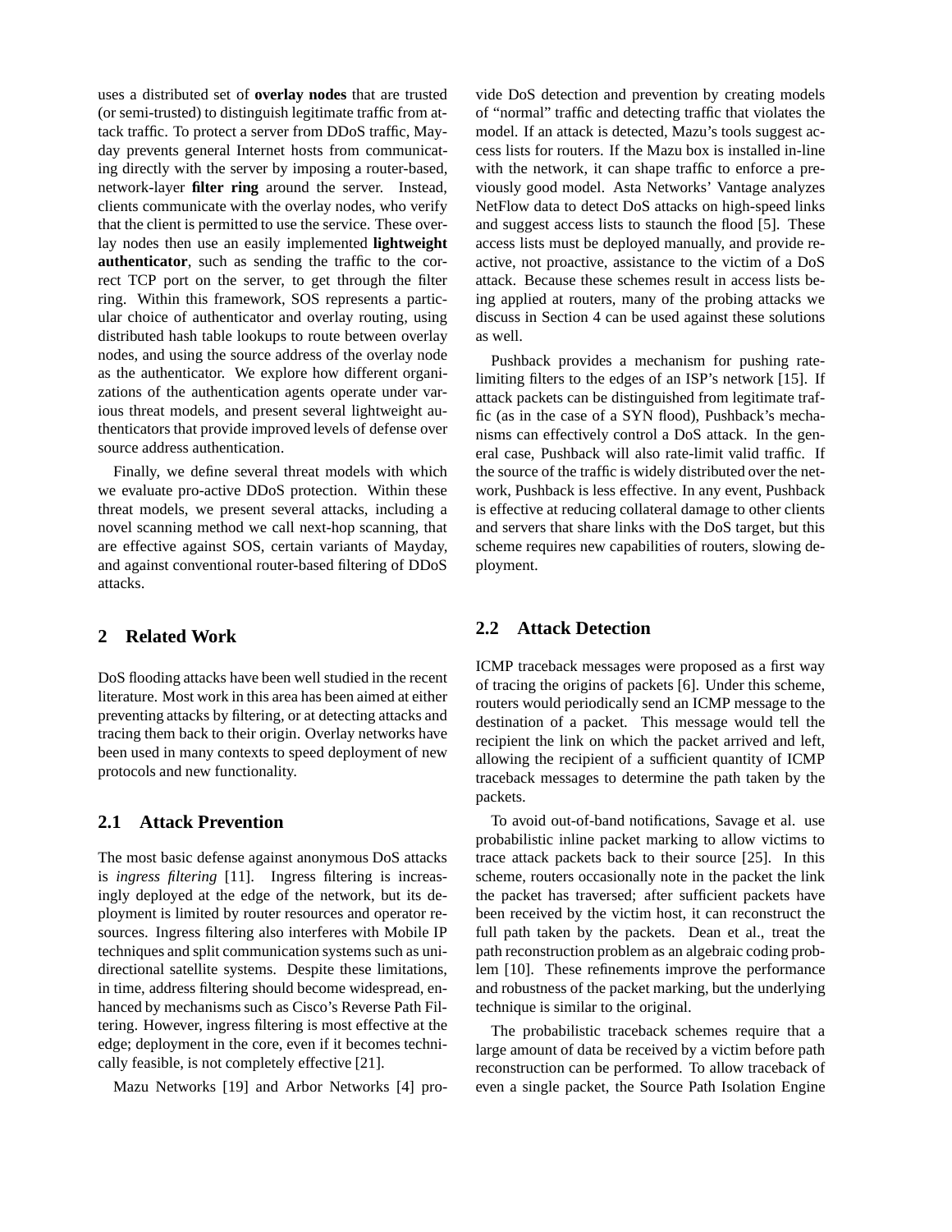uses a distributed set of **overlay nodes** that are trusted (or semi-trusted) to distinguish legitimate traffic from attack traffic. To protect a server from DDoS traffic, Mayday prevents general Internet hosts from communicating directly with the server by imposing a router-based, network-layer **filter ring** around the server. Instead, clients communicate with the overlay nodes, who verify that the client is permitted to use the service. These overlay nodes then use an easily implemented **lightweight authenticator**, such as sending the traffic to the correct TCP port on the server, to get through the filter ring. Within this framework, SOS represents a particular choice of authenticator and overlay routing, using distributed hash table lookups to route between overlay nodes, and using the source address of the overlay node as the authenticator. We explore how different organizations of the authentication agents operate under various threat models, and present several lightweight authenticators that provide improved levels of defense over source address authentication.

Finally, we define several threat models with which we evaluate pro-active DDoS protection. Within these threat models, we present several attacks, including a novel scanning method we call next-hop scanning, that are effective against SOS, certain variants of Mayday, and against conventional router-based filtering of DDoS attacks.

## 2 Related Work

DoS flooding attacks have been well studied in the recent literature. Most work in this area has been aimed at either preventing attacks by filtering, or at detecting attacks and tracing them back to their origin. Overlay networks have been used in many contexts to speed deployment of new protocols and new functionality.

### 2.1 Attack Prevention

The most basic defense against anonymous DoS attacks is *ingress filtering* [11]. Ingress filtering is increasingly deployed at the edge of the network, but its deployment is limited by router resources and operator resources. Ingress filtering also interferes with Mobile IP techniques and split communication systems such as unidirectional satellite systems. Despite these limitations, in time, address filtering should become widespread, enhanced by mechanisms such as Cisco's Reverse Path Filtering. However, ingress filtering is most effective at the edge; deployment in the core, even if it becomes technically feasible, is not completely effective [21].

Mazu Networks [19] and Arbor Networks [4] provide DoS detection and prevention by creating models of "normal" traffic and detecting traffic that violates the model. If an attack is detected, Mazu's tools suggest access lists for routers. If the Mazu box is installed in-line with the network, it can shape traffic to enforce a previously good model. Asta Networks' Vantage analyzes NetFlow data to detect DoS attacks on high-speed links and suggest access lists to staunch the flood [5]. These access lists must be deployed manually, and provide reactive, not proactive, assistance to the victim of a DoS attack. Because these schemes result in access lists being applied at routers, many of the probing attacks we discuss in Section 4 can be used against these solutions as well.

Pushback provides a mechanism for pushing rate-limiting filters to the edges of an ISP's network [15]. If attack packets can be distinguished from legitimate traffic (as in the case of a SYN flood), Pushback's mechanisms can effectively control a DoS attack. In the general case, Pushback will also rate-limit valid traffic. If the source of the traffic is widely distributed over the network, Pushback is less effective. In any event, Pushback is effective at reducing collateral damage to other clients and servers that share links with the DoS target, but this scheme requires new capabilities of routers, slowing deployment.

### 2.2 Attack Detection

ICMP traceback messages were proposed as a first way of tracing the origins of packets [6]. Under this scheme, routers would periodically send an ICMP message to the destination of a packet. This message would tell the recipient the link on which the packet arrived and left, allowing the recipient of a sufficient quantity of ICMP traceback messages to determine the path taken by the packets.

To avoid out-of-band notifications, Savage et al. use probabilistic inline packet marking to allow victims to trace attack packets back to their source [25]. In this scheme, routers occasionally note in the packet the link the packet has traversed; after sufficient packets have been received by the victim host, it can reconstruct the full path taken by the packets. Dean et al., treat the path reconstruction problem as an algebraic coding problem [10]. These refinements improve the performance and robustness of the packet marking, but the underlying technique is similar to the original.

The probabilistic traceback schemes require that a large amount of data be received by a victim before path reconstruction can be performed. To allow traceback of even a single packet, the Source Path Isolation Engine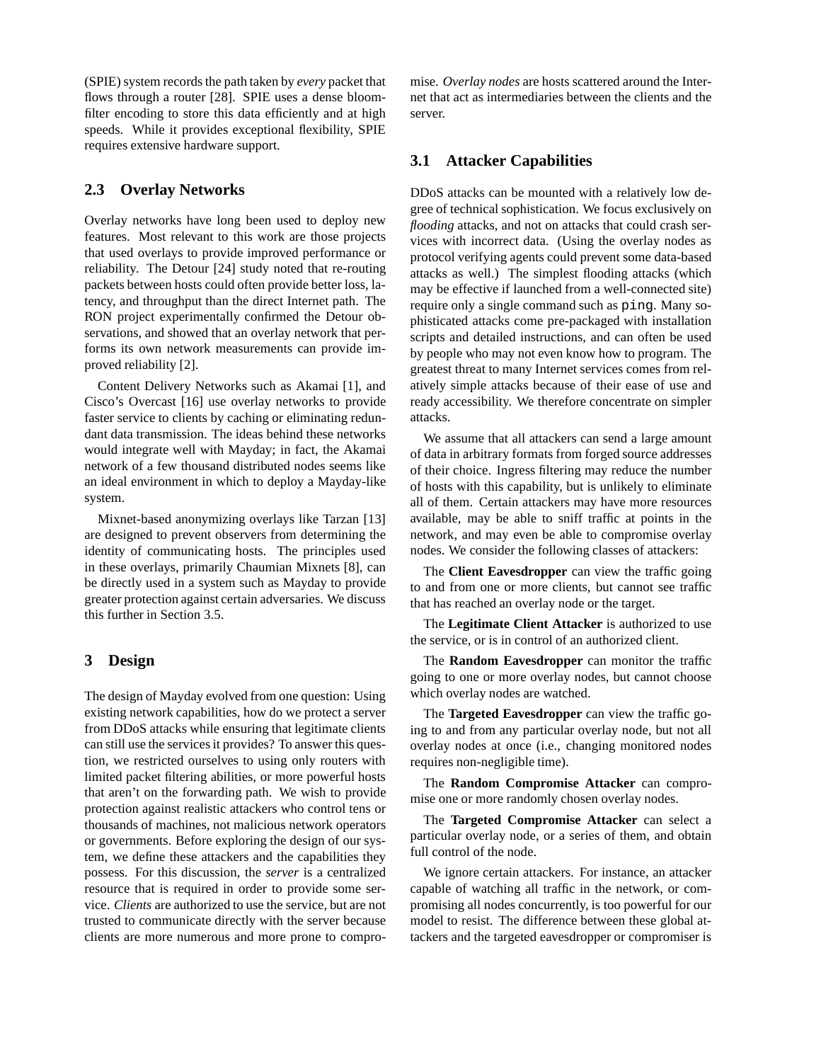(SPIE) system records the path taken by *every* packet that flows through a router [28]. SPIE uses a dense bloom-filter encoding to store this data efficiently and at high speeds. While it provides exceptional flexibility, SPIE requires extensive hardware support.

### 2.3 Overlay Networks

Overlay networks have long been used to deploy new features. Most relevant to this work are those projects that used overlays to provide improved performance or reliability. The Detour [24] study noted that re-routing packets between hosts could often provide better loss, latency, and throughput than the direct Internet path. The RON project experimentally confirmed the Detour observations, and showed that an overlay network that performs its own network measurements can provide improved reliability [2].

Content Delivery Networks such as Akamai [1], and Cisco's Overcast [16] use overlay networks to provide faster service to clients by caching or eliminating redundant data transmission. The ideas behind these networks would integrate well with Mayday; in fact, the Akamai network of a few thousand distributed nodes seems like an ideal environment in which to deploy a Mayday-like system.

Mixnet-based anonymizing overlays like Tarzan [13] are designed to prevent observers from determining the identity of communicating hosts. The principles used in these overlays, primarily Chaumian Mixnets [8], can be directly used in a system such as Mayday to provide greater protection against certain adversaries. We discuss this further in Section 3.5.

## 3 Design

The design of Mayday evolved from one question: Using existing network capabilities, how do we protect a server from DDoS attacks while ensuring that legitimate clients can still use the services it provides? To answer this question, we restricted ourselves to using only routers with limited packet filtering abilities, or more powerful hosts that aren't on the forwarding path. We wish to provide protection against realistic attackers who control tens or thousands of machines, not malicious network operators or governments. Before exploring the design of our system, we define these attackers and the capabilities they possess. For this discussion, the *server* is a centralized resource that is required in order to provide some service. *Clients* are authorized to use the service, but are not trusted to communicate directly with the server because clients are more numerous and more prone to compromise. *Overlay nodes* are hosts scattered around the Internet that act as intermediaries between the clients and the server.

### 3.1 Attacker Capabilities

DDoS attacks can be mounted with a relatively low degree of technical sophistication. We focus exclusively on *flooding* attacks, and not on attacks that could crash services with incorrect data. (Using the overlay nodes as protocol verifying agents could prevent some data-based attacks as well.) The simplest flooding attacks (which may be effective if launched from a well-connected site) require only a single command such as `ping`. Many sophisticated attacks come pre-packaged with installation scripts and detailed instructions, and can often be used by people who may not even know how to program. The greatest threat to many Internet services comes from relatively simple attacks because of their ease of use and ready accessibility. We therefore concentrate on simpler attacks.

We assume that all attackers can send a large amount of data in arbitrary formats from forged source addresses of their choice. Ingress filtering may reduce the number of hosts with this capability, but is unlikely to eliminate all of them. Certain attackers may have more resources available, may be able to sniff traffic at points in the network, and may even be able to compromise overlay nodes. We consider the following classes of attackers:

The **Client Eavesdropper** can view the traffic going to and from one or more clients, but cannot see traffic that has reached an overlay node or the target.

The **Legitimate Client Attacker** is authorized to use the service, or is in control of an authorized client.

The **Random Eavesdropper** can monitor the traffic going to one or more overlay nodes, but cannot choose which overlay nodes are watched.

The **Targeted Eavesdropper** can view the traffic going to and from any particular overlay node, but not all overlay nodes at once (i.e., changing monitored nodes requires non-negligible time).

The **Random Compromise Attacker** can compromise one or more randomly chosen overlay nodes.

The **Targeted Compromise Attacker** can select a particular overlay node, or a series of them, and obtain full control of the node.

We ignore certain attackers. For instance, an attacker capable of watching all traffic in the network, or compromising all nodes concurrently, is too powerful for our model to resist. The difference between these global attackers and the targeted eavesdropper or compromiser is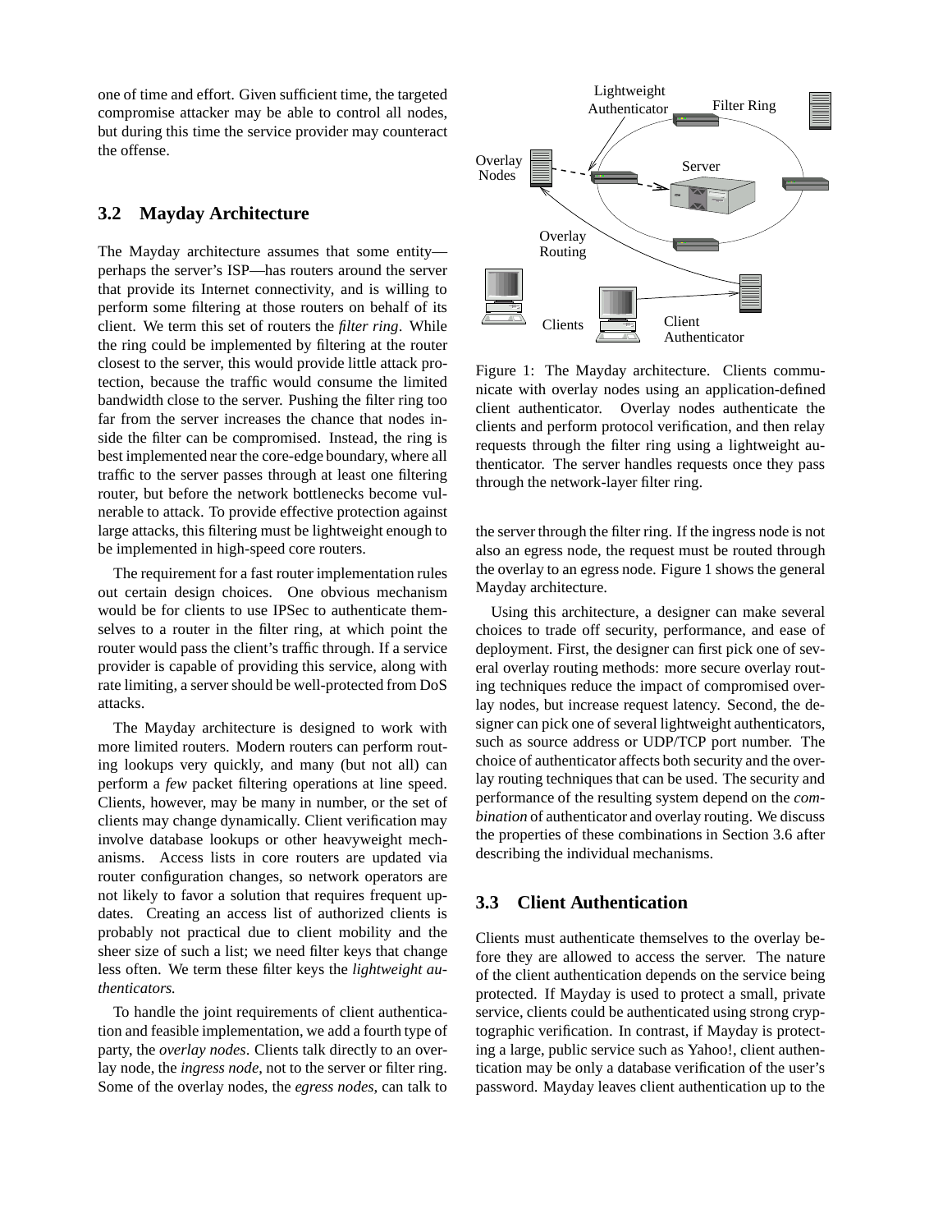one of time and effort. Given sufficient time, the targeted compromise attacker may be able to control all nodes, but during this time the service provider may counteract the offense.

## 3.2 Mayday Architecture

The Mayday architecture assumes that some entity—perhaps the server's ISP—has routers around the server that provide its Internet connectivity, and is willing to perform some filtering at those routers on behalf of its client. We term this set of routers the *filter ring*. While the ring could be implemented by filtering at the router closest to the server, this would provide little attack protection, because the traffic would consume the limited bandwidth close to the server. Pushing the filter ring too far from the server increases the chance that nodes inside the filter can be compromised. Instead, the ring is best implemented near the core-edge boundary, where all traffic to the server passes through at least one filtering router, but before the network bottlenecks become vulnerable to attack. To provide effective protection against large attacks, this filtering must be lightweight enough to be implemented in high-speed core routers.

The requirement for a fast router implementation rules out certain design choices. One obvious mechanism would be for clients to use IPSec to authenticate themselves to a router in the filter ring, at which point the router would pass the client's traffic through. If a service provider is capable of providing this service, along with rate limiting, a server should be well-protected from DoS attacks.

The Mayday architecture is designed to work with more limited routers. Modern routers can perform routing lookups very quickly, and many (but not all) can perform a *few* packet filtering operations at line speed. Clients, however, may be many in number, or the set of clients may change dynamically. Client verification may involve database lookups or other heavyweight mechanisms. Access lists in core routers are updated via router configuration changes, so network operators are not likely to favor a solution that requires frequent updates. Creating an access list of authorized clients is probably not practical due to client mobility and the sheer size of such a list; we need filter keys that change less often. We term these filter keys the *lightweight authenticators.*

To handle the joint requirements of client authentication and feasible implementation, we add a fourth type of party, the *overlay nodes*. Clients talk directly to an overlay node, the *ingress node*, not to the server or filter ring. Some of the overlay nodes, the *egress nodes*, can talk to the server through the filter ring. If the ingress node is not also an egress node, the request must be routed through the overlay to an egress node. Figure 1 shows the general Mayday architecture.

Figure 1: The Mayday architecture. Clients communicate with overlay nodes using an application-defined client authenticator. Overlay nodes authenticate the clients and perform protocol verification, and then relay requests through the filter ring using a lightweight authenticator. The server handles requests once they pass through the network-layer filter ring.

Using this architecture, a designer can make several choices to trade off security, performance, and ease of deployment. First, the designer can first pick one of several overlay routing methods: more secure overlay routing techniques reduce the impact of compromised overlay nodes, but increase request latency. Second, the designer can pick one of several lightweight authenticators, such as source address or UDP/TCP port number. The choice of authenticator affects both security and the overlay routing techniques that can be used. The security and performance of the resulting system depend on the *combination* of authenticator and overlay routing. We discuss the properties of these combinations in Section 3.6 after describing the individual mechanisms.

## 3.3 Client Authentication

Clients must authenticate themselves to the overlay before they are allowed to access the server. The nature of the client authentication depends on the service being protected. If Mayday is used to protect a small, private service, clients could be authenticated using strong cryptographic verification. In contrast, if Mayday is protecting a large, public service such as Yahoo!, client authentication may be only a database verification of the user's password. Mayday leaves client authentication up to the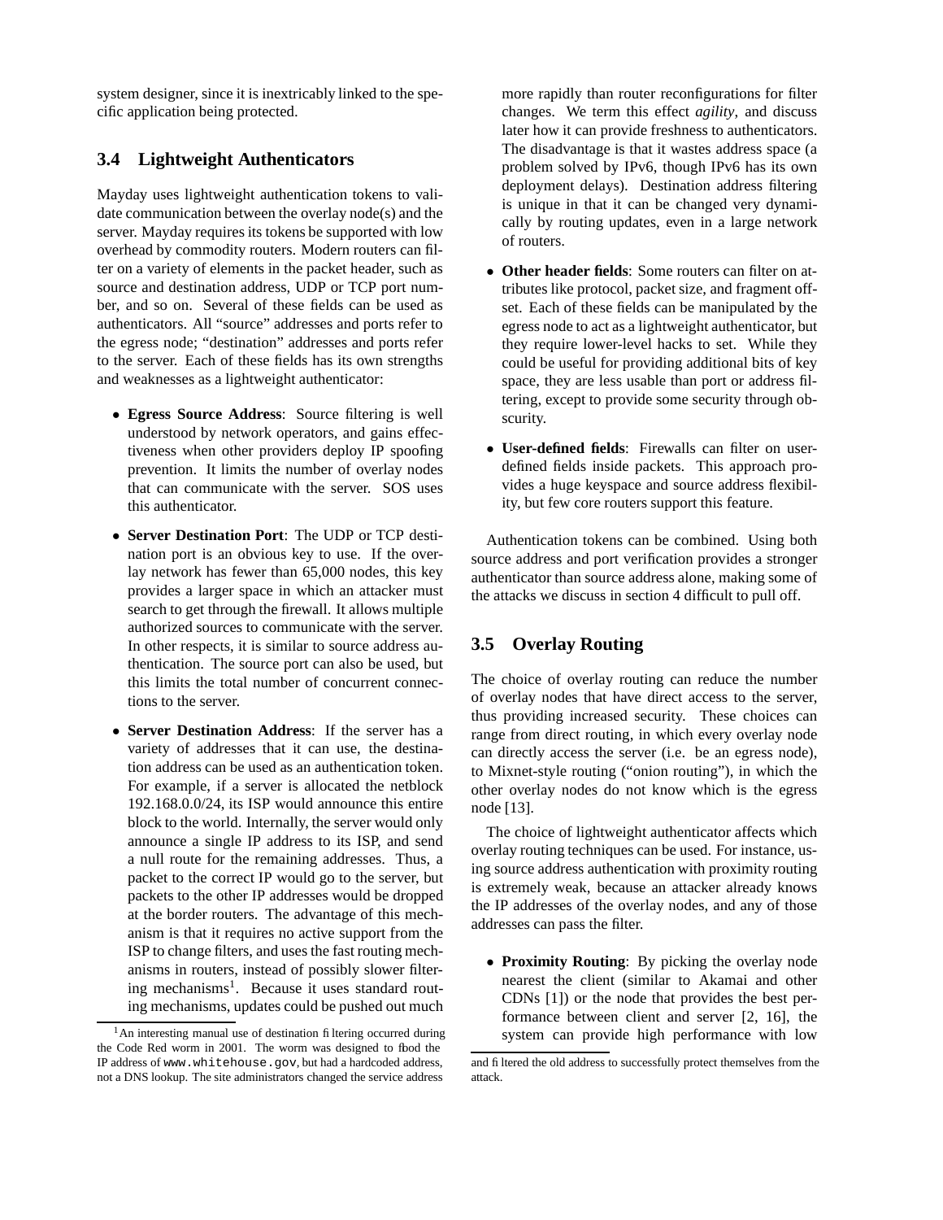system designer, since it is inextricably linked to the specific application being protected.

### 3.4 Lightweight Authenticators

Mayday uses lightweight authentication tokens to validate communication between the overlay node(s) and the server. Mayday requires its tokens be supported with low overhead by commodity routers. Modern routers can filter on a variety of elements in the packet header, such as source and destination address, UDP or TCP port number, and so on. Several of these fields can be used as authenticators. All "source" addresses and ports refer to the egress node; "destination" addresses and ports refer to the server. Each of these fields has its own strengths and weaknesses as a lightweight authenticator:

- **Egress Source Address**: Source filtering is well understood by network operators, and gains effectiveness when other providers deploy IP spoofing prevention. It limits the number of overlay nodes that can communicate with the server. SOS uses this authenticator.
- **Server Destination Port**: The UDP or TCP destination port is an obvious key to use. If the overlay network has fewer than 65,000 nodes, this key provides a larger space in which an attacker must search to get through the firewall. It allows multiple authorized sources to communicate with the server. In other respects, it is similar to source address authentication. The source port can also be used, but this limits the total number of concurrent connections to the server.
- **Server Destination Address**: If the server has a variety of addresses that it can use, the destination address can be used as an authentication token. For example, if a server is allocated the netblock 192.168.0.0/24, its ISP would announce this entire block to the world. Internally, the server would only announce a single IP address to its ISP, and send a null route for the remaining addresses. Thus, a packet to the correct IP would go to the server, but packets to the other IP addresses would be dropped at the border routers. The advantage of this mechanism is that it requires no active support from the ISP to change filters, and uses the fast routing mechanisms in routers, instead of possibly slower filtering mechanisms[1]. Because it uses standard routing mechanisms, updates could be pushed out much more rapidly than router reconfigurations for filter changes. We term this effect *agility*, and discuss later how it can provide freshness to authenticators. The disadvantage is that it wastes address space (a problem solved by IPv6, though IPv6 has its own deployment delays). Destination address filtering is unique in that it can be changed very dynamically by routing updates, even in a large network of routers.
- **Other header fields**: Some routers can filter on attributes like protocol, packet size, and fragment offset. Each of these fields can be manipulated by the egress node to act as a lightweight authenticator, but they require lower-level hacks to set. While they could be useful for providing additional bits of key space, they are less usable than port or address filtering, except to provide some security through obscurity.
- **User-defined fields**: Firewalls can filter on user-defined fields inside packets. This approach provides a huge keyspace and source address flexibility, but few core routers support this feature.

Authentication tokens can be combined. Using both source address and port verification provides a stronger authenticator than source address alone, making some of the attacks we discuss in section 4 difficult to pull off.

### 3.5 Overlay Routing

The choice of overlay routing can reduce the number of overlay nodes that have direct access to the server, thus providing increased security. These choices can range from direct routing, in which every overlay node can directly access the server (i.e. be an egress node), to Mixnet-style routing ("onion routing"), in which the other overlay nodes do not know which is the egress node [13].

The choice of lightweight authenticator affects which overlay routing techniques can be used. For instance, using source address authentication with proximity routing is extremely weak, because an attacker already knows the IP addresses of the overlay nodes, and any of those addresses can pass the filter.

- **Proximity Routing**: By picking the overlay node nearest the client (similar to Akamai and other CDNs [1]) or the node that provides the best performance between client and server [2, 16], the system can provide high performance with low

[1] An interesting manual use of destination filtering occurred during the Code Red worm in 2001. The worm was designed to flood the IP address of `www.whitehouse.gov`, but had a hardcoded address, not a DNS lookup. The site administrators changed the service address and filtered the old address to successfully protect themselves from the attack.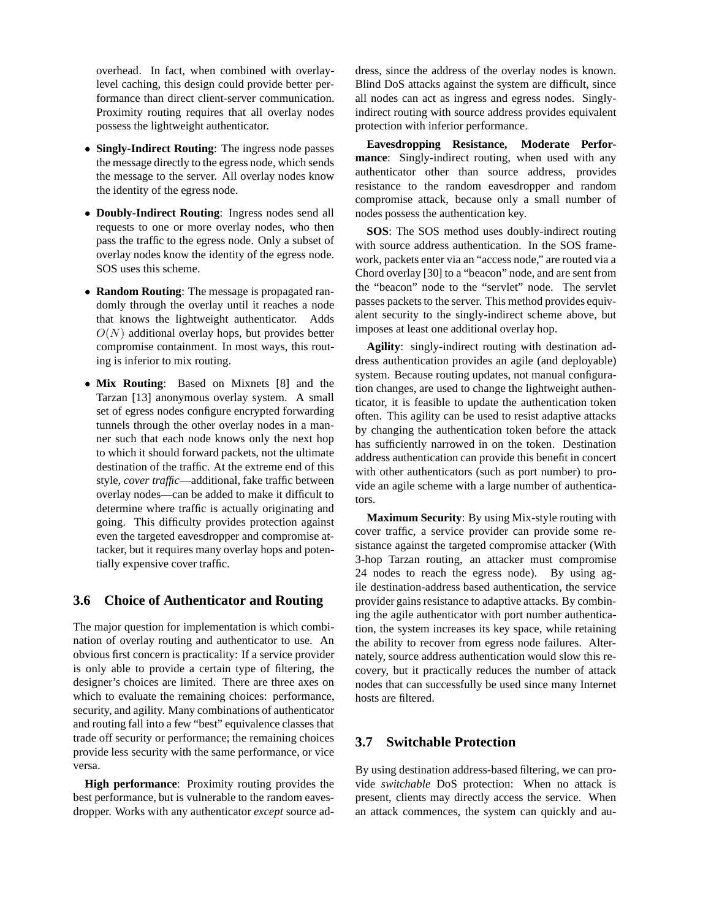overhead. In fact, when combined with overlay-level caching, this design could provide better performance than direct client-server communication. Proximity routing requires that all overlay nodes possess the lightweight authenticator.

- **Singly-Indirect Routing**: The ingress node passes the message directly to the egress node, which sends the message to the server. All overlay nodes know the identity of the egress node.
- **Doubly-Indirect Routing**: Ingress nodes send all requests to one or more overlay nodes, who then pass the traffic to the egress node. Only a subset of overlay nodes know the identity of the egress node. SOS uses this scheme.
- **Random Routing**: The message is propagated randomly through the overlay until it reaches a node that knows the lightweight authenticator. Adds $O(N)$ additional overlay hops, but provides better compromise containment. In most ways, this routing is inferior to mix routing.
- **Mix Routing**: Based on Mixnets [8] and the Tarzan [13] anonymous overlay system. A small set of egress nodes configure encrypted forwarding tunnels through the other overlay nodes in a manner such that each node knows only the next hop to which it should forward packets, not the ultimate destination of the traffic. At the extreme end of this style, *cover traffic*—additional, fake traffic between overlay nodes—can be added to make it difficult to determine where traffic is actually originating and going. This difficulty provides protection against even the targeted eavesdropper and compromise attacker, but it requires many overlay hops and potentially expensive cover traffic.

### 3.6 Choice of Authenticator and Routing

The major question for implementation is which combination of overlay routing and authenticator to use. An obvious first concern is practicality: If a service provider is only able to provide a certain type of filtering, the designer's choices are limited. There are three axes on which to evaluate the remaining choices: performance, security, and agility. Many combinations of authenticator and routing fall into a few "best" equivalence classes that trade off security or performance; the remaining choices provide less security with the same performance, or vice versa.

**High performance**: Proximity routing provides the best performance, but is vulnerable to the random eavesdropper. Works with any authenticator *except* source address, since the address of the overlay nodes is known. Blind DoS attacks against the system are difficult, since all nodes can act as ingress and egress nodes. Singly-indirect routing with source address provides equivalent protection with inferior performance.

**Eavesdropping Resistance, Moderate Performance**: Singly-indirect routing, when used with any authenticator other than source address, provides resistance to the random eavesdropper and random compromise attack, because only a small number of nodes possess the authentication key.

**SOS**: The SOS method uses doubly-indirect routing with source address authentication. In the SOS framework, packets enter via an "access node," are routed via a Chord overlay [30] to a "beacon" node, and are sent from the "beacon" node to the "servlet" node. The servlet passes packets to the server. This method provides equivalent security to the singly-indirect scheme above, but imposes at least one additional overlay hop.

**Agility**: singly-indirect routing with destination address authentication provides an agile (and deployable) system. Because routing updates, not manual configuration changes, are used to change the lightweight authenticator, it is feasible to update the authentication token often. This agility can be used to resist adaptive attacks by changing the authentication token before the attack has sufficiently narrowed in on the token. Destination address authentication can provide this benefit in concert with other authenticators (such as port number) to provide an agile scheme with a large number of authenticators.

**Maximum Security**: By using Mix-style routing with cover traffic, a service provider can provide some resistance against the targeted compromise attacker (With 3-hop Tarzan routing, an attacker must compromise 24 nodes to reach the egress node). By using agile destination-address based authentication, the service provider gains resistance to adaptive attacks. By combining the agile authenticator with port number authentication, the system increases its key space, while retaining the ability to recover from egress node failures. Alternately, source address authentication would slow this recovery, but it practically reduces the number of attack nodes that can successfully be used since many Internet hosts are filtered.

### 3.7 Switchable Protection

By using destination address-based filtering, we can provide *switchable* DoS protection: When no attack is present, clients may directly access the service. When an attack commences, the system can quickly and au-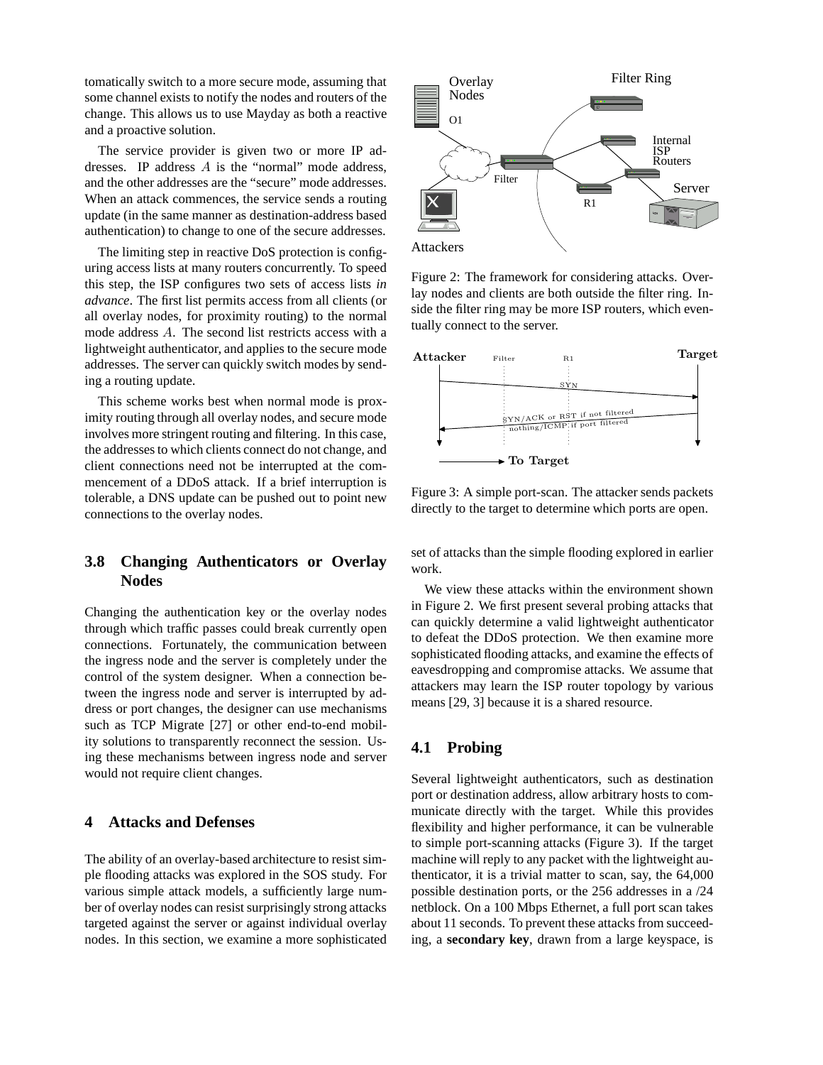tomatically switch to a more secure mode, assuming that some channel exists to notify the nodes and routers of the change. This allows us to use Mayday as both a reactive and a proactive solution.

The service provider is given two or more IP addresses. IP address $A$ is the "normal" mode address, and the other addresses are the "secure" mode addresses. When an attack commences, the service sends a routing update (in the same manner as destination-address based authentication) to change to one of the secure addresses.

The limiting step in reactive DoS protection is configuring access lists at many routers concurrently. To speed this step, the ISP configures two sets of access lists *in advance*. The first list permits access from all clients (or all overlay nodes, for proximity routing) to the normal mode address $A$. The second list restricts access with a lightweight authenticator, and applies to the secure mode addresses. The server can quickly switch modes by sending a routing update.

This scheme works best when normal mode is proximity routing through all overlay nodes, and secure mode involves more stringent routing and filtering. In this case, the addresses to which clients connect do not change, and client connections need not be interrupted at the commencement of a DDoS attack. If a brief interruption is tolerable, a DNS update can be pushed out to point new connections to the overlay nodes.

### 3.8 Changing Authenticators or Overlay Nodes

Changing the authentication key or the overlay nodes through which traffic passes could break currently open connections. Fortunately, the communication between the ingress node and the server is completely under the control of the system designer. When a connection between the ingress node and server is interrupted by address or port changes, the designer can use mechanisms such as TCP Migrate [27] or other end-to-end mobility solutions to transparently reconnect the session. Using these mechanisms between ingress node and server would not require client changes.

## 4 Attacks and Defenses

The ability of an overlay-based architecture to resist simple flooding attacks was explored in the SOS study. For various simple attack models, a sufficiently large number of overlay nodes can resist surprisingly strong attacks targeted against the server or against individual overlay nodes. In this section, we examine a more sophisticated set of attacks than the simple flooding explored in earlier work.

Figure 2: The framework for considering attacks. Overlay nodes and clients are both outside the filter ring. Inside the filter ring may be more ISP routers, which eventually connect to the server.

Figure 3: A simple port-scan. The attacker sends packets directly to the target to determine which ports are open.

We view these attacks within the environment shown in Figure 2. We first present several probing attacks that can quickly determine a valid lightweight authenticator to defeat the DDoS protection. We then examine more sophisticated flooding attacks, and examine the effects of eavesdropping and compromise attacks. We assume that attackers may learn the ISP router topology by various means [29, 3] because it is a shared resource.

### 4.1 Probing

Several lightweight authenticators, such as destination port or destination address, allow arbitrary hosts to communicate directly with the target. While this provides flexibility and higher performance, it can be vulnerable to simple port-scanning attacks (Figure 3). If the target machine will reply to any packet with the lightweight authenticator, it is a trivial matter to scan, say, the 64,000 possible destination ports, or the 256 addresses in a /24 netblock. On a 100 Mbps Ethernet, a full port scan takes about 11 seconds. To prevent these attacks from succeeding, a **secondary key**, drawn from a large keyspace, is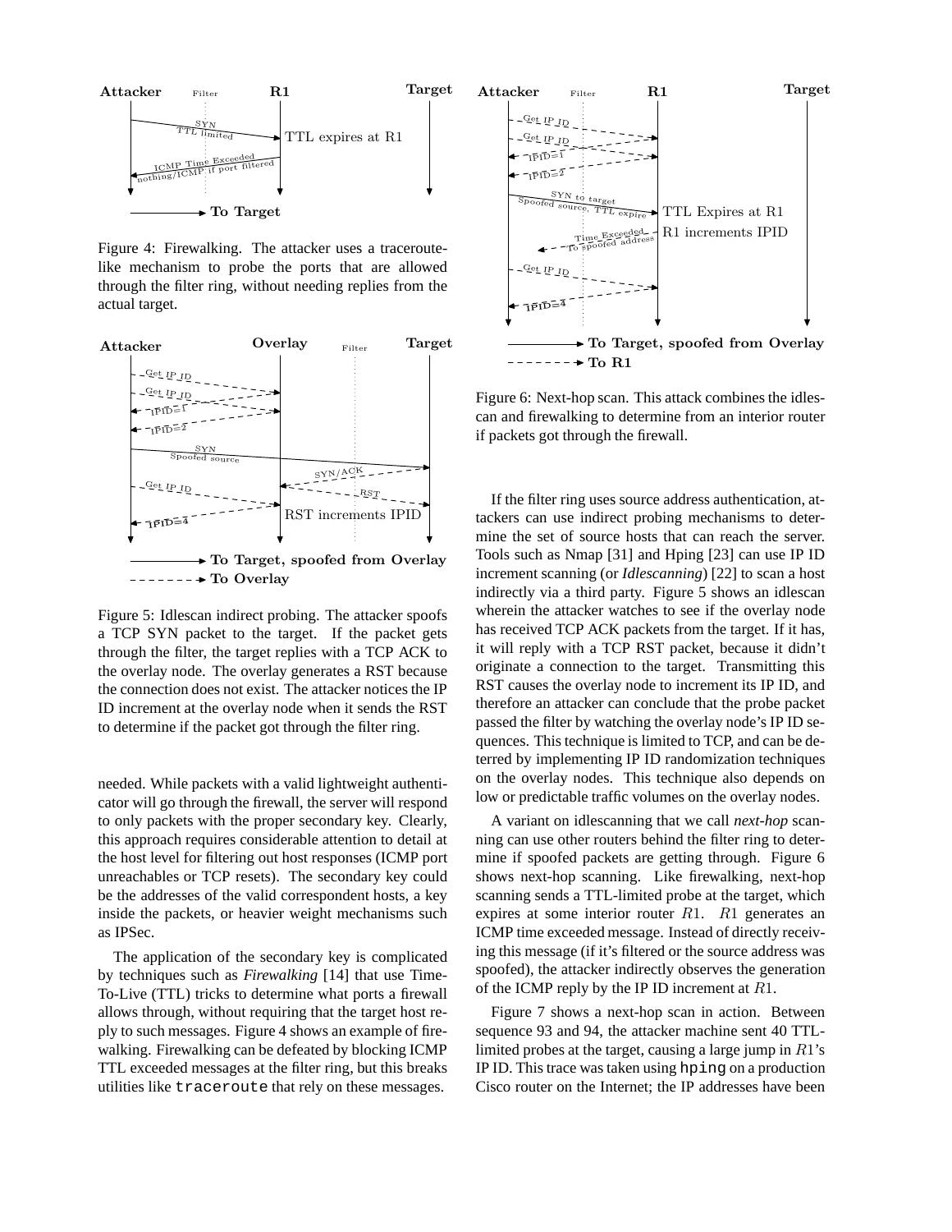Figure 4: Firewalking. The attacker uses a traceroute-like mechanism to probe the ports that are allowed through the filter ring, without needing replies from the actual target.

Figure 5: Idlescan indirect probing. The attacker spoofs a TCP SYN packet to the target. If the packet gets through the filter, the target replies with a TCP ACK to the overlay node. The overlay generates a RST because the connection does not exist. The attacker notices the IP ID increment at the overlay node when it sends the RST to determine if the packet got through the filter ring.

needed. While packets with a valid lightweight authenticator will go through the firewall, the server will respond to only packets with the proper secondary key. Clearly, this approach requires considerable attention to detail at the host level for filtering out host responses (ICMP port unreachables or TCP resets). The secondary key could be the addresses of the valid correspondent hosts, a key inside the packets, or heavier weight mechanisms such as IPSec.

The application of the secondary key is complicated by techniques such as *Firewalking* [14] that use Time-To-Live (TTL) tricks to determine what ports a firewall allows through, without requiring that the target host reply to such messages. Figure 4 shows an example of firewalking. Firewalking can be defeated by blocking ICMP TTL exceeded messages at the filter ring, but this breaks utilities like `traceroute` that rely on these messages.

Figure 6: Next-hop scan. This attack combines the idlescan and firewalking to determine from an interior router if packets got through the firewall.

If the filter ring uses source address authentication, attackers can use indirect probing mechanisms to determine the set of source hosts that can reach the server. Tools such as Nmap [31] and Hping [23] can use IP ID increment scanning (or *Idlescanning*) [22] to scan a host indirectly via a third party. Figure 5 shows an idlescan wherein the attacker watches to see if the overlay node has received TCP ACK packets from the target. If it has, it will reply with a TCP RST packet, because it didn't originate a connection to the target. Transmitting this RST causes the overlay node to increment its IP ID, and therefore an attacker can conclude that the probe packet passed the filter by watching the overlay node's IP ID sequences. This technique is limited to TCP, and can be deterred by implementing IP ID randomization techniques on the overlay nodes. This technique also depends on low or predictable traffic volumes on the overlay nodes.

A variant on idlescanning that we call *next-hop* scanning can use other routers behind the filter ring to determine if spoofed packets are getting through. Figure 6 shows next-hop scanning. Like firewalking, next-hop scanning sends a TTL-limited probe at the target, which expires at some interior router $R1$. $R1$ generates an ICMP time exceeded message. Instead of directly receiving this message (if it's filtered or the source address was spoofed), the attacker indirectly observes the generation of the ICMP reply by the IP ID increment at $R1$.

Figure 7 shows a next-hop scan in action. Between sequence 93 and 94, the attacker machine sent 40 TTL-limited probes at the target, causing a large jump in $R1$'s IP ID. This trace was taken using `hping` on a production Cisco router on the Internet; the IP addresses have been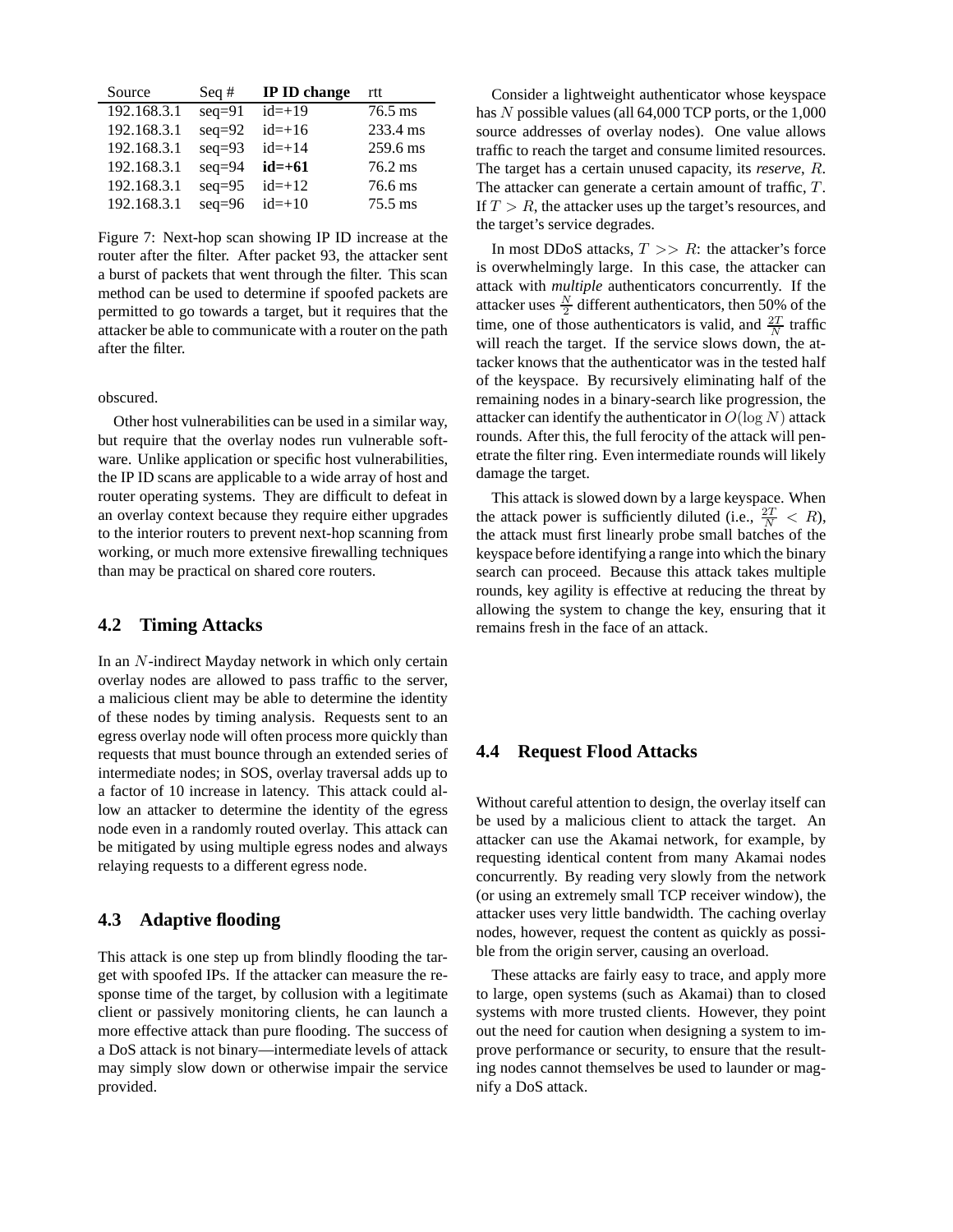| Source | Seq # | **IP ID change** | rtt |
|---|---|---|---|
| 192.168.3.1 | seq=91 | id=+19 | 76.5 ms |
| 192.168.3.1 | seq=92 | id=+16 | 233.4 ms |
| 192.168.3.1 | seq=93 | id=+14 | 259.6 ms |
| 192.168.3.1 | seq=94 | **id=+61** | 76.2 ms |
| 192.168.3.1 | seq=95 | id=+12 | 76.6 ms |
| 192.168.3.1 | seq=96 | id=+10 | 75.5 ms |

Figure 7: Next-hop scan showing IP ID increase at the router after the filter. After packet 93, the attacker sent a burst of packets that went through the filter. This scan method can be used to determine if spoofed packets are permitted to go towards a target, but it requires that the attacker be able to communicate with a router on the path after the filter.

obscured.

Other host vulnerabilities can be used in a similar way, but require that the overlay nodes run vulnerable software. Unlike application or specific host vulnerabilities, the IP ID scans are applicable to a wide array of host and router operating systems. They are difficult to defeat in an overlay context because they require either upgrades to the interior routers to prevent next-hop scanning from working, or much more extensive firewalling techniques than may be practical on shared core routers.

## 4.2 Timing Attacks

In an $N$-indirect Mayday network in which only certain overlay nodes are allowed to pass traffic to the server, a malicious client may be able to determine the identity of these nodes by timing analysis. Requests sent to an egress overlay node will often process more quickly than requests that must bounce through an extended series of intermediate nodes; in SOS, overlay traversal adds up to a factor of 10 increase in latency. This attack could allow an attacker to determine the identity of the egress node even in a randomly routed overlay. This attack can be mitigated by using multiple egress nodes and always relaying requests to a different egress node.

## 4.3 Adaptive flooding

This attack is one step up from blindly flooding the target with spoofed IPs. If the attacker can measure the response time of the target, by collusion with a legitimate client or passively monitoring clients, he can launch a more effective attack than pure flooding. The success of a DoS attack is not binary—intermediate levels of attack may simply slow down or otherwise impair the service provided.

Consider a lightweight authenticator whose keyspace has $N$ possible values (all 64,000 TCP ports, or the 1,000 source addresses of overlay nodes). One value allows traffic to reach the target and consume limited resources. The target has a certain unused capacity, its ***reserve***, $R$. The attacker can generate a certain amount of traffic, $T$. If $T > R$, the attacker uses up the target's resources, and the target's service degrades.

In most DDoS attacks, $T >> R$: the attacker's force is overwhelmingly large. In this case, the attacker can attack with *multiple* authenticators concurrently. If the attacker uses $\frac{N}{2}$ different authenticators, then 50% of the time, one of those authenticators is valid, and $\frac{2T}{N}$ traffic will reach the target. If the service slows down, the attacker knows that the authenticator was in the tested half of the keyspace. By recursively eliminating half of the remaining nodes in a binary-search like progression, the attacker can identify the authenticator in $O(\log N)$ attack rounds. After this, the full ferocity of the attack will penetrate the filter ring. Even intermediate rounds will likely damage the target.

This attack is slowed down by a large keyspace. When the attack power is sufficiently diluted (i.e., $\frac{2T}{N} < R$), the attack must first linearly probe small batches of the keyspace before identifying a range into which the binary search can proceed. Because this attack takes multiple rounds, key agility is effective at reducing the threat by allowing the system to change the key, ensuring that it remains fresh in the face of an attack.

## 4.4 Request Flood Attacks

Without careful attention to design, the overlay itself can be used by a malicious client to attack the target. An attacker can use the Akamai network, for example, by requesting identical content from many Akamai nodes concurrently. By reading very slowly from the network (or using an extremely small TCP receiver window), the attacker uses very little bandwidth. The caching overlay nodes, however, request the content as quickly as possible from the origin server, causing an overload.

These attacks are fairly easy to trace, and apply more to large, open systems (such as Akamai) than to closed systems with more trusted clients. However, they point out the need for caution when designing a system to improve performance or security, to ensure that the resulting nodes cannot themselves be used to launder or magnify a DoS attack.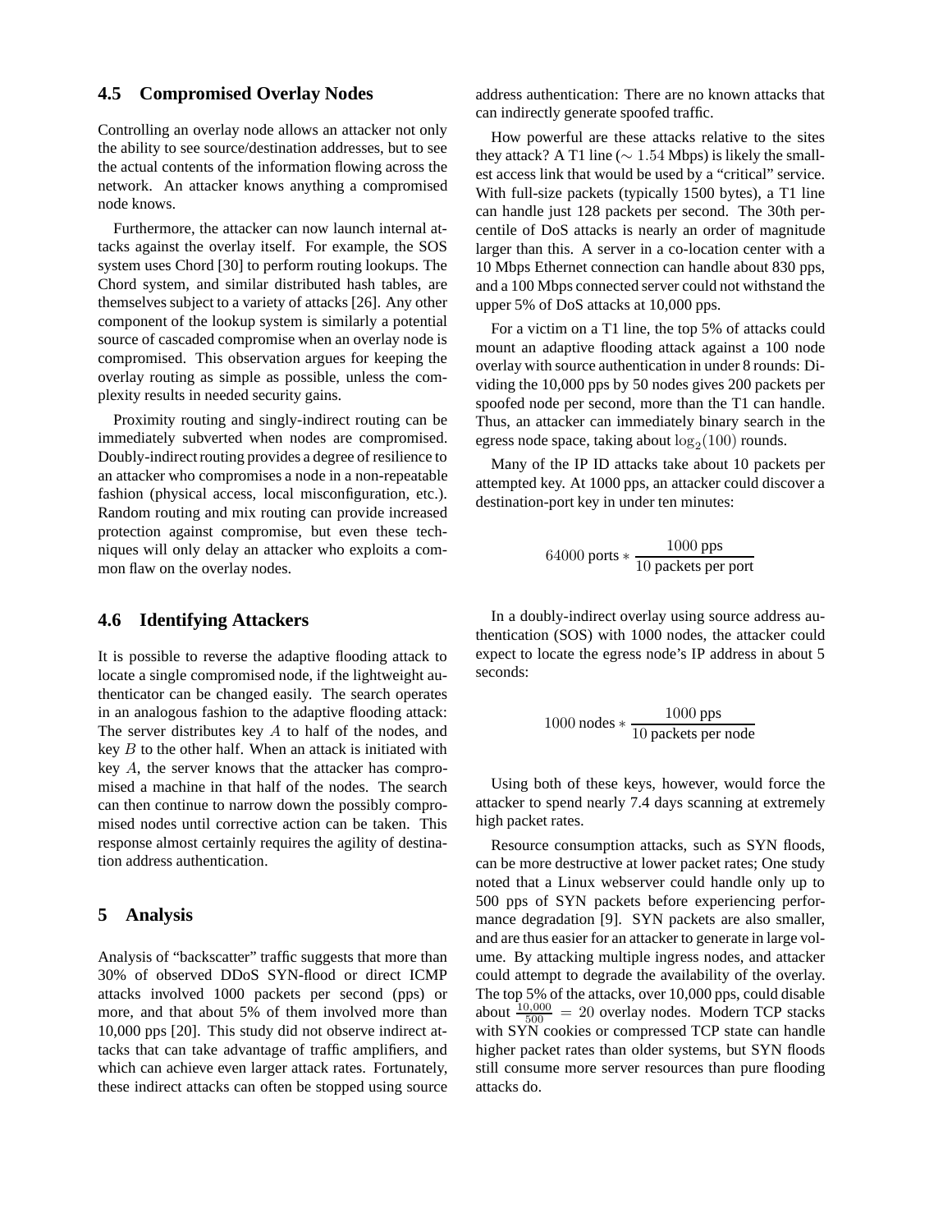### 4.5 Compromised Overlay Nodes

Controlling an overlay node allows an attacker not only the ability to see source/destination addresses, but to see the actual contents of the information flowing across the network. An attacker knows anything a compromised node knows.

Furthermore, the attacker can now launch internal attacks against the overlay itself. For example, the SOS system uses Chord [30] to perform routing lookups. The Chord system, and similar distributed hash tables, are themselves subject to a variety of attacks [26]. Any other component of the lookup system is similarly a potential source of cascaded compromise when an overlay node is compromised. This observation argues for keeping the overlay routing as simple as possible, unless the complexity results in needed security gains.

Proximity routing and singly-indirect routing can be immediately subverted when nodes are compromised. Doubly-indirect routing provides a degree of resilience to an attacker who compromises a node in a non-repeatable fashion (physical access, local misconfiguration, etc.). Random routing and mix routing can provide increased protection against compromise, but even these techniques will only delay an attacker who exploits a common flaw on the overlay nodes.

### 4.6 Identifying Attackers

It is possible to reverse the adaptive flooding attack to locate a single compromised node, if the lightweight authenticator can be changed easily. The search operates in an analogous fashion to the adaptive flooding attack: The server distributes key $A$ to half of the nodes, and key $B$ to the other half. When an attack is initiated with key $A$, the server knows that the attacker has compromised a machine in that half of the nodes. The search can then continue to narrow down the possibly compromised nodes until corrective action can be taken. This response almost certainly requires the agility of destination address authentication.

## 5 Analysis

Analysis of "backscatter" traffic suggests that more than 30% of observed DDoS SYN-flood or direct ICMP attacks involved 1000 packets per second (pps) or more, and that about 5% of them involved more than 10,000 pps [20]. This study did not observe indirect attacks that can take advantage of traffic amplifiers, and which can achieve even larger attack rates. Fortunately, these indirect attacks can often be stopped using source address authentication: There are no known attacks that can indirectly generate spoofed traffic.

How powerful are these attacks relative to the sites they attack? A T1 line ($\sim 1.54$ Mbps) is likely the smallest access link that would be used by a "critical" service. With full-size packets (typically 1500 bytes), a T1 line can handle just 128 packets per second. The 30th percentile of DoS attacks is nearly an order of magnitude larger than this. A server in a co-location center with a 10 Mbps Ethernet connection can handle about 830 pps, and a 100 Mbps connected server could not withstand the upper 5% of DoS attacks at 10,000 pps.

For a victim on a T1 line, the top 5% of attacks could mount an adaptive flooding attack against a 100 node overlay with source authentication in under 8 rounds: Dividing the 10,000 pps by 50 nodes gives 200 packets per spoofed node per second, more than the T1 can handle. Thus, an attacker can immediately binary search in the egress node space, taking about $\log_2(100)$ rounds.

Many of the IP ID attacks take about 10 packets per attempted key. At 1000 pps, an attacker could discover a destination-port key in under ten minutes:

$$64000 \text{ ports} * \frac{1000 \text{ pps}}{10 \text{ packets per port}}$$

In a doubly-indirect overlay using source address authentication (SOS) with 1000 nodes, the attacker could expect to locate the egress node's IP address in about 5 seconds:

$$1000 \text{ nodes} * \frac{1000 \text{ pps}}{10 \text{ packets per node}}$$

Using both of these keys, however, would force the attacker to spend nearly 7.4 days scanning at extremely high packet rates.

Resource consumption attacks, such as SYN floods, can be more destructive at lower packet rates; One study noted that a Linux webserver could handle only up to 500 pps of SYN packets before experiencing performance degradation [9]. SYN packets are also smaller, and are thus easier for an attacker to generate in large volume. By attacking multiple ingress nodes, and attacker could attempt to degrade the availability of the overlay. The top 5% of the attacks, over 10,000 pps, could disable about $\frac{10{,}000}{500} = 20$ overlay nodes. Modern TCP stacks with SYN cookies or compressed TCP state can handle higher packet rates than older systems, but SYN floods still consume more server resources than pure flooding attacks do.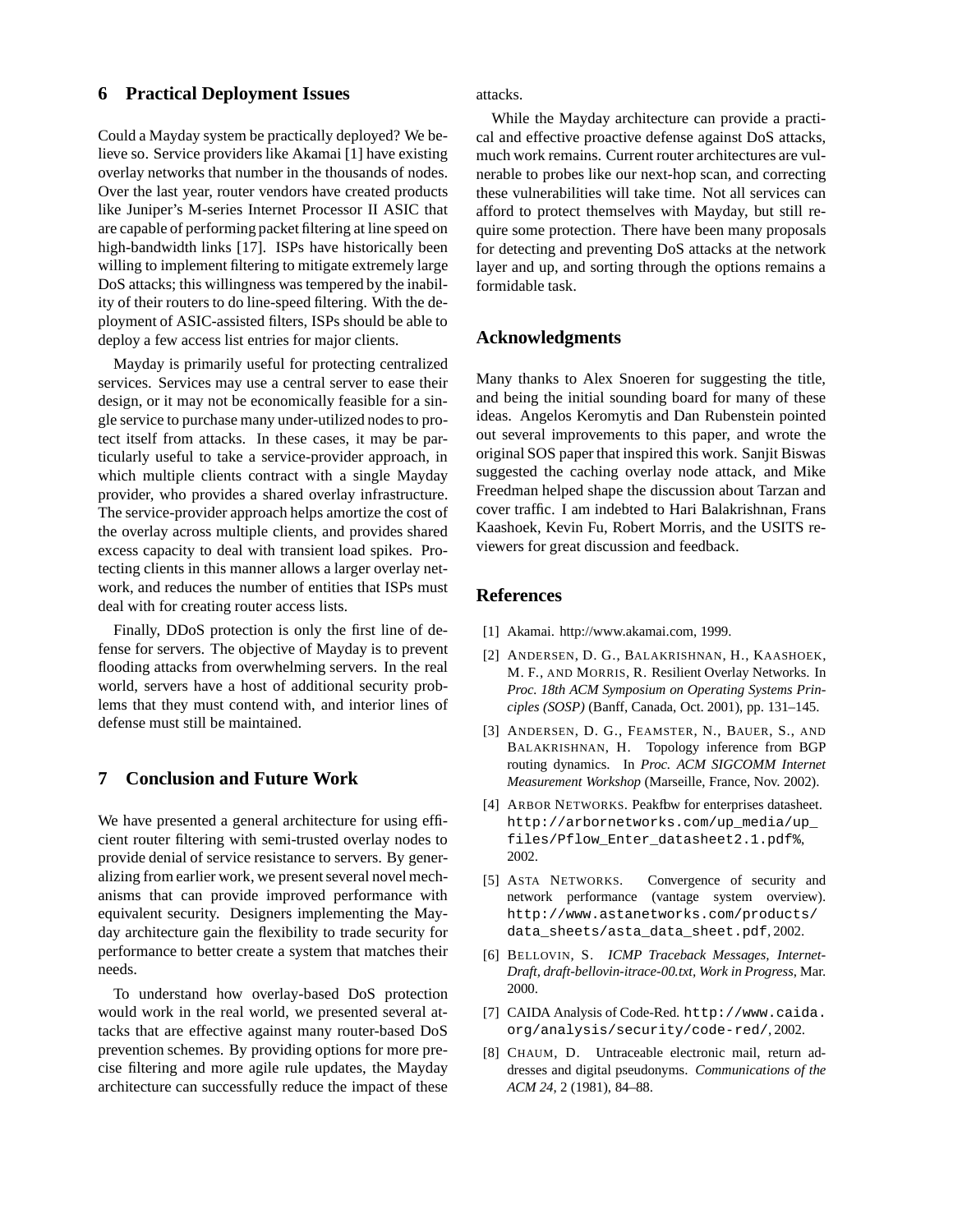## 6 Practical Deployment Issues

Could a Mayday system be practically deployed? We believe so. Service providers like Akamai [1] have existing overlay networks that number in the thousands of nodes. Over the last year, router vendors have created products like Juniper's M-series Internet Processor II ASIC that are capable of performing packet filtering at line speed on high-bandwidth links [17]. ISPs have historically been willing to implement filtering to mitigate extremely large DoS attacks; this willingness was tempered by the inability of their routers to do line-speed filtering. With the deployment of ASIC-assisted filters, ISPs should be able to deploy a few access list entries for major clients.

Mayday is primarily useful for protecting centralized services. Services may use a central server to ease their design, or it may not be economically feasible for a single service to purchase many under-utilized nodes to protect itself from attacks. In these cases, it may be particularly useful to take a service-provider approach, in which multiple clients contract with a single Mayday provider, who provides a shared overlay infrastructure. The service-provider approach helps amortize the cost of the overlay across multiple clients, and provides shared excess capacity to deal with transient load spikes. Protecting clients in this manner allows a larger overlay network, and reduces the number of entities that ISPs must deal with for creating router access lists.

Finally, DDoS protection is only the first line of defense for servers. The objective of Mayday is to prevent flooding attacks from overwhelming servers. In the real world, servers have a host of additional security problems that they must contend with, and interior lines of defense must still be maintained.

## 7 Conclusion and Future Work

We have presented a general architecture for using efficient router filtering with semi-trusted overlay nodes to provide denial of service resistance to servers. By generalizing from earlier work, we present several novel mechanisms that can provide improved performance with equivalent security. Designers implementing the Mayday architecture gain the flexibility to trade security for performance to better create a system that matches their needs.

To understand how overlay-based DoS protection would work in the real world, we presented several attacks that are effective against many router-based DoS prevention schemes. By providing options for more precise filtering and more agile rule updates, the Mayday architecture can successfully reduce the impact of these attacks.

While the Mayday architecture can provide a practical and effective proactive defense against DoS attacks, much work remains. Current router architectures are vulnerable to probes like our next-hop scan, and correcting these vulnerabilities will take time. Not all services can afford to protect themselves with Mayday, but still require some protection. There have been many proposals for detecting and preventing DoS attacks at the network layer and up, and sorting through the options remains a formidable task.

## Acknowledgments

Many thanks to Alex Snoeren for suggesting the title, and being the initial sounding board for many of these ideas. Angelos Keromytis and Dan Rubenstein pointed out several improvements to this paper, and wrote the original SOS paper that inspired this work. Sanjit Biswas suggested the caching overlay node attack, and Mike Freedman helped shape the discussion about Tarzan and cover traffic. I am indebted to Hari Balakrishnan, Frans Kaashoek, Kevin Fu, Robert Morris, and the USITS reviewers for great discussion and feedback.

## References

[1] Akamai. http://www.akamai.com, 1999.

[2] Andersen, D. G., Balakrishnan, H., Kaashoek, M. F., and Morris, R. Resilient Overlay Networks. In *Proc. 18th ACM Symposium on Operating Systems Principles (SOSP)* (Banff, Canada, Oct. 2001), pp. 131–145.

[3] Andersen, D. G., Feamster, N., Bauer, S., and Balakrishnan, H. Topology inference from BGP routing dynamics. In *Proc. ACM SIGCOMM Internet Measurement Workshop* (Marseille, France, Nov. 2002).

[4] Arbor Networks. Peakflow for enterprises datasheet. http://arbornetworks.com/up_media/up_files/Pflow_Enter_datasheet2.1.pdf%, 2002.

[5] Asta Networks. Convergence of security and network performance (vantage system overview). http://www.astanetworks.com/products/data_sheets/asta_data_sheet.pdf, 2002.

[6] Bellovin, S. *ICMP Traceback Messages, Internet-Draft, draft-bellovin-itrace-00.txt, Work in Progress*, Mar. 2000.

[7] CAIDA Analysis of Code-Red. http://www.caida.org/analysis/security/code-red/, 2002.

[8] Chaum, D. Untraceable electronic mail, return addresses and digital pseudonyms. *Communications of the ACM 24*, 2 (1981), 84–88.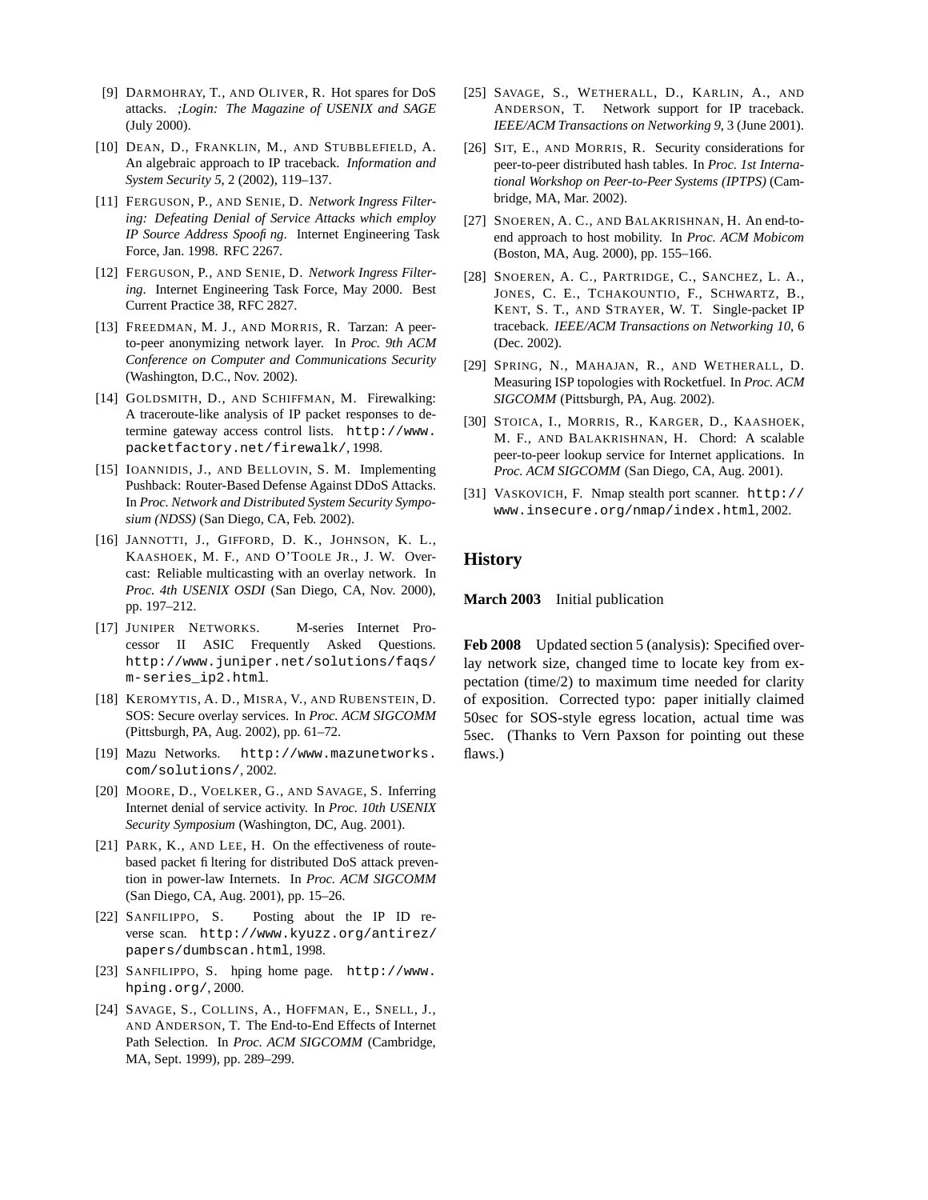[9] DARMOHRAY, T., AND OLIVER, R. Hot spares for DoS attacks. *;Login: The Magazine of USENIX and SAGE* (July 2000).

[10] DEAN, D., FRANKLIN, M., AND STUBBLEFIELD, A. An algebraic approach to IP traceback. *Information and System Security 5*, 2 (2002), 119–137.

[11] FERGUSON, P., AND SENIE, D. *Network Ingress Filtering: Defeating Denial of Service Attacks which employ IP Source Address Spoofing*. Internet Engineering Task Force, Jan. 1998. RFC 2267.

[12] FERGUSON, P., AND SENIE, D. *Network Ingress Filtering*. Internet Engineering Task Force, May 2000. Best Current Practice 38, RFC 2827.

[13] FREEDMAN, M. J., AND MORRIS, R. Tarzan: A peer-to-peer anonymizing network layer. In *Proc. 9th ACM Conference on Computer and Communications Security* (Washington, D.C., Nov. 2002).

[14] GOLDSMITH, D., AND SCHIFFMAN, M. Firewalking: A traceroute-like analysis of IP packet responses to determine gateway access control lists. `http://www.packetfactory.net/firewalk/`, 1998.

[15] IOANNIDIS, J., AND BELLOVIN, S. M. Implementing Pushback: Router-Based Defense Against DDoS Attacks. In *Proc. Network and Distributed System Security Symposium (NDSS)* (San Diego, CA, Feb. 2002).

[16] JANNOTTI, J., GIFFORD, D. K., JOHNSON, K. L., KAASHOEK, M. F., AND O'TOOLE JR., J. W. Overcast: Reliable multicasting with an overlay network. In *Proc. 4th USENIX OSDI* (San Diego, CA, Nov. 2000), pp. 197–212.

[17] JUNIPER NETWORKS. M-series Internet Processor II ASIC Frequently Asked Questions. `http://www.juniper.net/solutions/faqs/m-series_ip2.html`.

[18] KEROMYTIS, A. D., MISRA, V., AND RUBENSTEIN, D. SOS: Secure overlay services. In *Proc. ACM SIGCOMM* (Pittsburgh, PA, Aug. 2002), pp. 61–72.

[19] Mazu Networks. `http://www.mazunetworks.com/solutions/`, 2002.

[20] MOORE, D., VOELKER, G., AND SAVAGE, S. Inferring Internet denial of service activity. In *Proc. 10th USENIX Security Symposium* (Washington, DC, Aug. 2001).

[21] PARK, K., AND LEE, H. On the effectiveness of route-based packet filtering for distributed DoS attack prevention in power-law Internets. In *Proc. ACM SIGCOMM* (San Diego, CA, Aug. 2001), pp. 15–26.

[22] SANFILIPPO, S. Posting about the IP ID reverse scan. `http://www.kyuzz.org/antirez/papers/dumbscan.html`, 1998.

[23] SANFILIPPO, S. hping home page. `http://www.hping.org/`, 2000.

[24] SAVAGE, S., COLLINS, A., HOFFMAN, E., SNELL, J., AND ANDERSON, T. The End-to-End Effects of Internet Path Selection. In *Proc. ACM SIGCOMM* (Cambridge, MA, Sept. 1999), pp. 289–299.

[25] SAVAGE, S., WETHERALL, D., KARLIN, A., AND ANDERSON, T. Network support for IP traceback. *IEEE/ACM Transactions on Networking 9*, 3 (June 2001).

[26] SIT, E., AND MORRIS, R. Security considerations for peer-to-peer distributed hash tables. In *Proc. 1st International Workshop on Peer-to-Peer Systems (IPTPS)* (Cambridge, MA, Mar. 2002).

[27] SNOEREN, A. C., AND BALAKRISHNAN, H. An end-to-end approach to host mobility. In *Proc. ACM Mobicom* (Boston, MA, Aug. 2000), pp. 155–166.

[28] SNOEREN, A. C., PARTRIDGE, C., SANCHEZ, L. A., JONES, C. E., TCHAKOUNTIO, F., SCHWARTZ, B., KENT, S. T., AND STRAYER, W. T. Single-packet IP traceback. *IEEE/ACM Transactions on Networking 10*, 6 (Dec. 2002).

[29] SPRING, N., MAHAJAN, R., AND WETHERALL, D. Measuring ISP topologies with Rocketfuel. In *Proc. ACM SIGCOMM* (Pittsburgh, PA, Aug. 2002).

[30] STOICA, I., MORRIS, R., KARGER, D., KAASHOEK, M. F., AND BALAKRISHNAN, H. Chord: A scalable peer-to-peer lookup service for Internet applications. In *Proc. ACM SIGCOMM* (San Diego, CA, Aug. 2001).

[31] VASKOVICH, F. Nmap stealth port scanner. `http://www.insecure.org/nmap/index.html`, 2002.

## History

**March 2003** Initial publication

**Feb 2008** Updated section 5 (analysis): Specified overlay network size, changed time to locate key from expectation (time/2) to maximum time needed for clarity of exposition. Corrected typo: paper initially claimed 50sec for SOS-style egress location, actual time was 5sec. (Thanks to Vern Paxson for pointing out these flaws.)